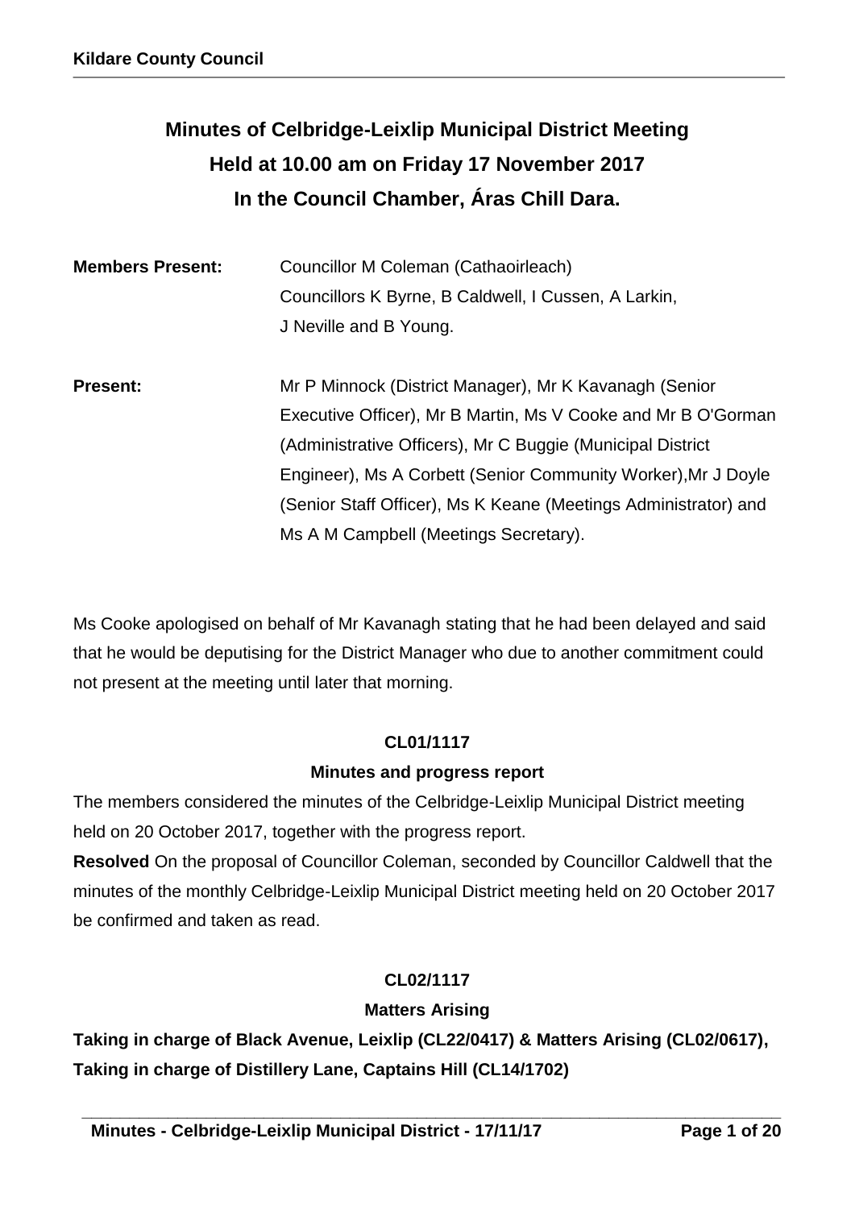# Minutes of Celbridge-Leixlip Municipal District Meeting
# Held at 10.00 am on Friday 17 November 2017
# In the Council Chamber, Áras Chill Dara.

| | |
|---|---|
| **Members Present:** | Councillor M Coleman (Cathaoirleach)<br>Councillors K Byrne, B Caldwell, I Cussen, A Larkin, J Neville and B Young. |
| **Present:** | Mr P Minnock (District Manager), Mr K Kavanagh (Senior Executive Officer), Mr B Martin, Ms V Cooke and Mr B O'Gorman (Administrative Officers), Mr C Buggie (Municipal District Engineer), Ms A Corbett (Senior Community Worker),Mr J Doyle (Senior Staff Officer), Ms K Keane (Meetings Administrator) and Ms A M Campbell (Meetings Secretary). |

Ms Cooke apologised on behalf of Mr Kavanagh stating that he had been delayed and said that he would be deputising for the District Manager who due to another commitment could not present at the meeting until later that morning.

**CL01/1117**

**Minutes and progress report**

The members considered the minutes of the Celbridge-Leixlip Municipal District meeting held on 20 October 2017, together with the progress report.

**Resolved** On the proposal of Councillor Coleman, seconded by Councillor Caldwell that the minutes of the monthly Celbridge-Leixlip Municipal District meeting held on 20 October 2017 be confirmed and taken as read.

**CL02/1117**

**Matters Arising**

**Taking in charge of Black Avenue, Leixlip (CL22/0417) & Matters Arising (CL02/0617), Taking in charge of Distillery Lane, Captains Hill (CL14/1702)**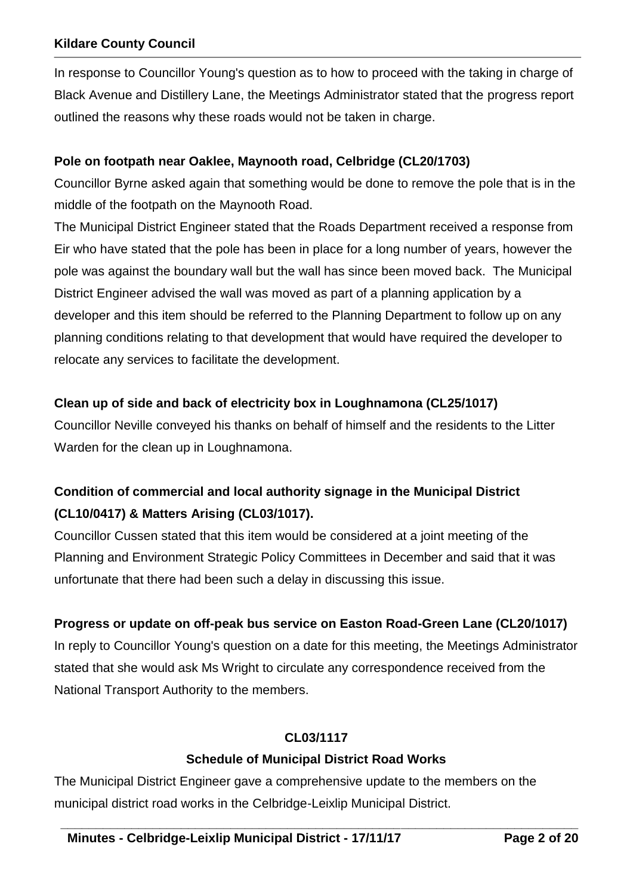In response to Councillor Young's question as to how to proceed with the taking in charge of Black Avenue and Distillery Lane, the Meetings Administrator stated that the progress report outlined the reasons why these roads would not be taken in charge.

**Pole on footpath near Oaklee, Maynooth road, Celbridge (CL20/1703)**

Councillor Byrne asked again that something would be done to remove the pole that is in the middle of the footpath on the Maynooth Road.

The Municipal District Engineer stated that the Roads Department received a response from Eir who have stated that the pole has been in place for a long number of years, however the pole was against the boundary wall but the wall has since been moved back. The Municipal District Engineer advised the wall was moved as part of a planning application by a developer and this item should be referred to the Planning Department to follow up on any planning conditions relating to that development that would have required the developer to relocate any services to facilitate the development.

**Clean up of side and back of electricity box in Loughnamona (CL25/1017)**

Councillor Neville conveyed his thanks on behalf of himself and the residents to the Litter Warden for the clean up in Loughnamona.

**Condition of commercial and local authority signage in the Municipal District (CL10/0417) & Matters Arising (CL03/1017).**

Councillor Cussen stated that this item would be considered at a joint meeting of the Planning and Environment Strategic Policy Committees in December and said that it was unfortunate that there had been such a delay in discussing this issue.

**Progress or update on off-peak bus service on Easton Road-Green Lane (CL20/1017)**

In reply to Councillor Young's question on a date for this meeting, the Meetings Administrator stated that she would ask Ms Wright to circulate any correspondence received from the National Transport Authority to the members.

**CL03/1117**

**Schedule of Municipal District Road Works**

The Municipal District Engineer gave a comprehensive update to the members on the municipal district road works in the Celbridge-Leixlip Municipal District.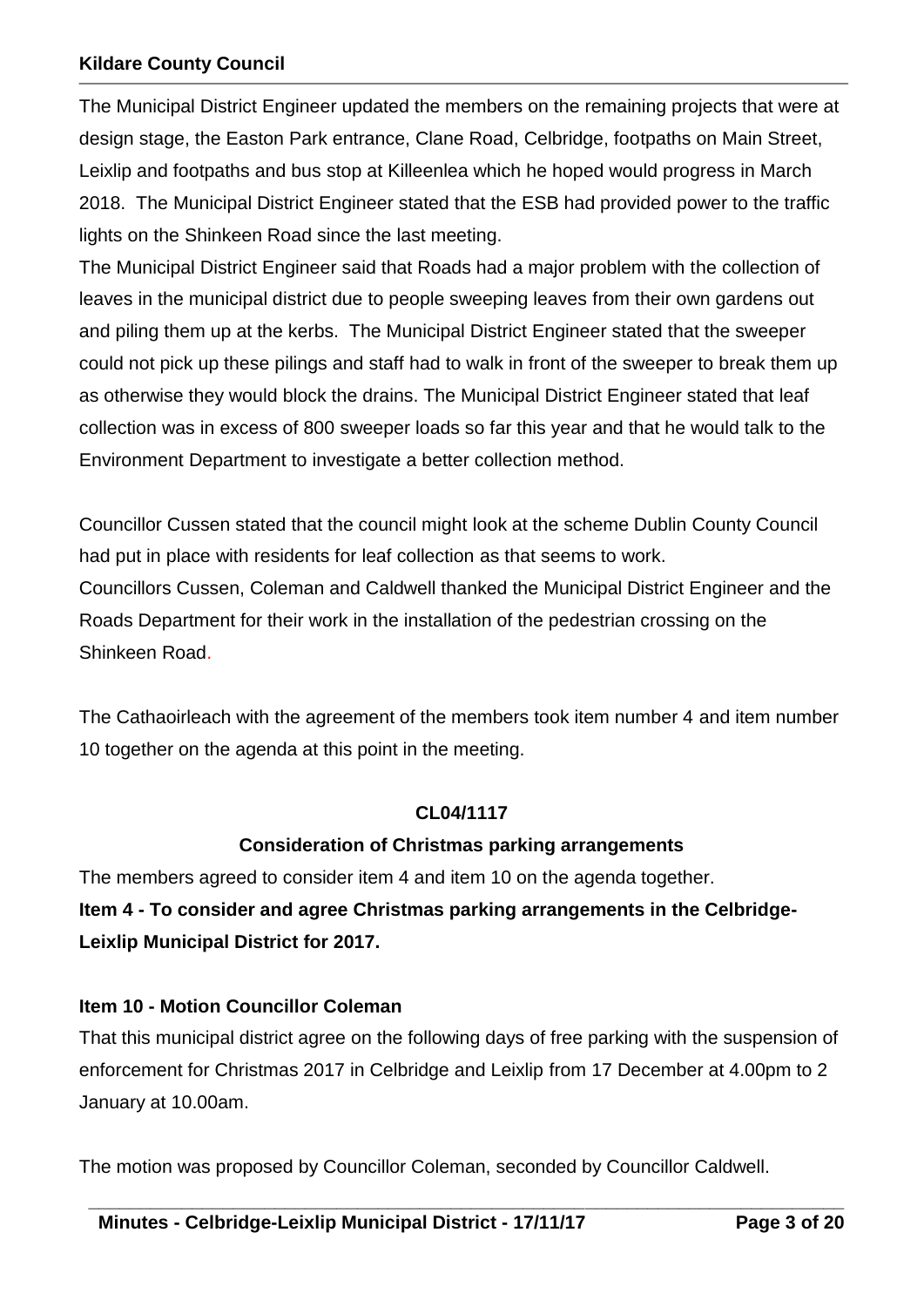The Municipal District Engineer updated the members on the remaining projects that were at design stage, the Easton Park entrance, Clane Road, Celbridge, footpaths on Main Street, Leixlip and footpaths and bus stop at Killeenlea which he hoped would progress in March 2018. The Municipal District Engineer stated that the ESB had provided power to the traffic lights on the Shinkeen Road since the last meeting.

The Municipal District Engineer said that Roads had a major problem with the collection of leaves in the municipal district due to people sweeping leaves from their own gardens out and piling them up at the kerbs. The Municipal District Engineer stated that the sweeper could not pick up these pilings and staff had to walk in front of the sweeper to break them up as otherwise they would block the drains. The Municipal District Engineer stated that leaf collection was in excess of 800 sweeper loads so far this year and that he would talk to the Environment Department to investigate a better collection method.

Councillor Cussen stated that the council might look at the scheme Dublin County Council had put in place with residents for leaf collection as that seems to work.

Councillors Cussen, Coleman and Caldwell thanked the Municipal District Engineer and the Roads Department for their work in the installation of the pedestrian crossing on the Shinkeen Road.

The Cathaoirleach with the agreement of the members took item number 4 and item number 10 together on the agenda at this point in the meeting.

**CL04/1117**

**Consideration of Christmas parking arrangements**

The members agreed to consider item 4 and item 10 on the agenda together.

**Item 4 - To consider and agree Christmas parking arrangements in the Celbridge-Leixlip Municipal District for 2017.**

**Item 10 - Motion Councillor Coleman**

That this municipal district agree on the following days of free parking with the suspension of enforcement for Christmas 2017 in Celbridge and Leixlip from 17 December at 4.00pm to 2 January at 10.00am.

The motion was proposed by Councillor Coleman, seconded by Councillor Caldwell.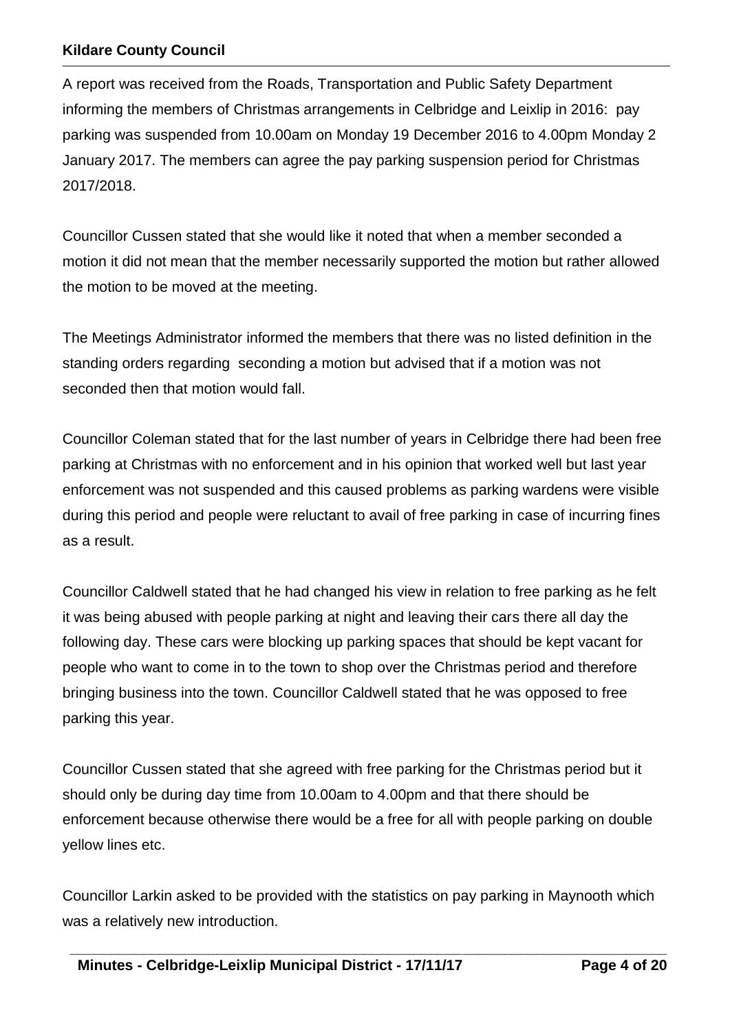A report was received from the Roads, Transportation and Public Safety Department informing the members of Christmas arrangements in Celbridge and Leixlip in 2016: pay parking was suspended from 10.00am on Monday 19 December 2016 to 4.00pm Monday 2 January 2017. The members can agree the pay parking suspension period for Christmas 2017/2018.

Councillor Cussen stated that she would like it noted that when a member seconded a motion it did not mean that the member necessarily supported the motion but rather allowed the motion to be moved at the meeting.

The Meetings Administrator informed the members that there was no listed definition in the standing orders regarding seconding a motion but advised that if a motion was not seconded then that motion would fall.

Councillor Coleman stated that for the last number of years in Celbridge there had been free parking at Christmas with no enforcement and in his opinion that worked well but last year enforcement was not suspended and this caused problems as parking wardens were visible during this period and people were reluctant to avail of free parking in case of incurring fines as a result.

Councillor Caldwell stated that he had changed his view in relation to free parking as he felt it was being abused with people parking at night and leaving their cars there all day the following day. These cars were blocking up parking spaces that should be kept vacant for people who want to come in to the town to shop over the Christmas period and therefore bringing business into the town. Councillor Caldwell stated that he was opposed to free parking this year.

Councillor Cussen stated that she agreed with free parking for the Christmas period but it should only be during day time from 10.00am to 4.00pm and that there should be enforcement because otherwise there would be a free for all with people parking on double yellow lines etc.

Councillor Larkin asked to be provided with the statistics on pay parking in Maynooth which was a relatively new introduction.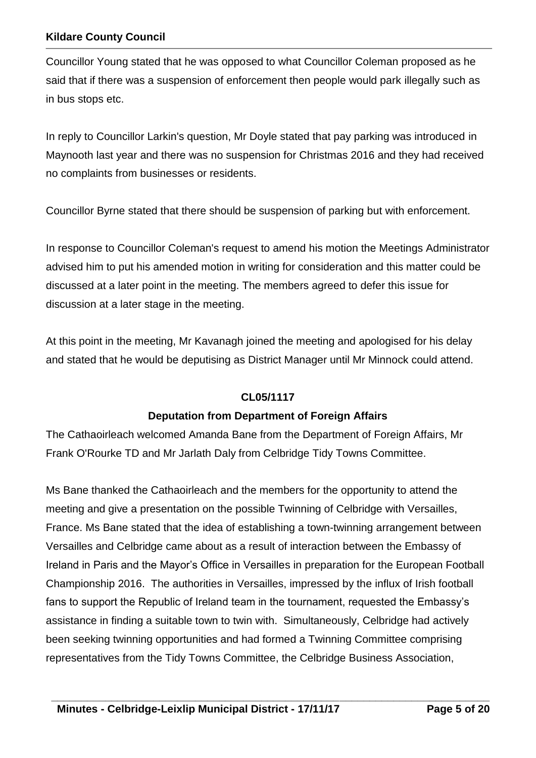Councillor Young stated that he was opposed to what Councillor Coleman proposed as he said that if there was a suspension of enforcement then people would park illegally such as in bus stops etc.

In reply to Councillor Larkin's question, Mr Doyle stated that pay parking was introduced in Maynooth last year and there was no suspension for Christmas 2016 and they had received no complaints from businesses or residents.

Councillor Byrne stated that there should be suspension of parking but with enforcement.

In response to Councillor Coleman's request to amend his motion the Meetings Administrator advised him to put his amended motion in writing for consideration and this matter could be discussed at a later point in the meeting. The members agreed to defer this issue for discussion at a later stage in the meeting.

At this point in the meeting, Mr Kavanagh joined the meeting and apologised for his delay and stated that he would be deputising as District Manager until Mr Minnock could attend.

**CL05/1117**

**Deputation from Department of Foreign Affairs**

The Cathaoirleach welcomed Amanda Bane from the Department of Foreign Affairs, Mr Frank O'Rourke TD and Mr Jarlath Daly from Celbridge Tidy Towns Committee.

Ms Bane thanked the Cathaoirleach and the members for the opportunity to attend the meeting and give a presentation on the possible Twinning of Celbridge with Versailles, France. Ms Bane stated that the idea of establishing a town-twinning arrangement between Versailles and Celbridge came about as a result of interaction between the Embassy of Ireland in Paris and the Mayor's Office in Versailles in preparation for the European Football Championship 2016. The authorities in Versailles, impressed by the influx of Irish football fans to support the Republic of Ireland team in the tournament, requested the Embassy's assistance in finding a suitable town to twin with. Simultaneously, Celbridge had actively been seeking twinning opportunities and had formed a Twinning Committee comprising representatives from the Tidy Towns Committee, the Celbridge Business Association,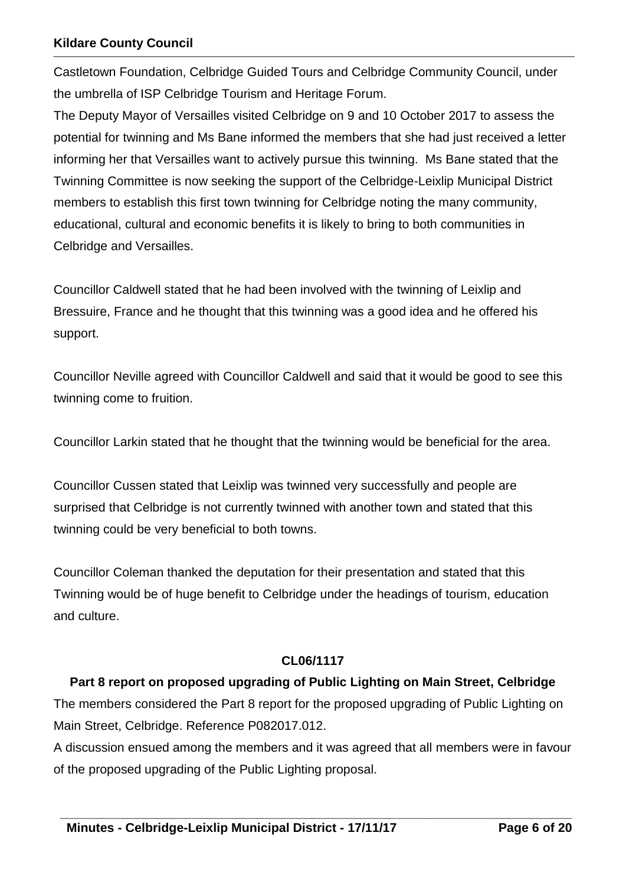Castletown Foundation, Celbridge Guided Tours and Celbridge Community Council, under the umbrella of ISP Celbridge Tourism and Heritage Forum.

The Deputy Mayor of Versailles visited Celbridge on 9 and 10 October 2017 to assess the potential for twinning and Ms Bane informed the members that she had just received a letter informing her that Versailles want to actively pursue this twinning. Ms Bane stated that the Twinning Committee is now seeking the support of the Celbridge-Leixlip Municipal District members to establish this first town twinning for Celbridge noting the many community, educational, cultural and economic benefits it is likely to bring to both communities in Celbridge and Versailles.

Councillor Caldwell stated that he had been involved with the twinning of Leixlip and Bressuire, France and he thought that this twinning was a good idea and he offered his support.

Councillor Neville agreed with Councillor Caldwell and said that it would be good to see this twinning come to fruition.

Councillor Larkin stated that he thought that the twinning would be beneficial for the area.

Councillor Cussen stated that Leixlip was twinned very successfully and people are surprised that Celbridge is not currently twinned with another town and stated that this twinning could be very beneficial to both towns.

Councillor Coleman thanked the deputation for their presentation and stated that this Twinning would be of huge benefit to Celbridge under the headings of tourism, education and culture.

**CL06/1117**

**Part 8 report on proposed upgrading of Public Lighting on Main Street, Celbridge**

The members considered the Part 8 report for the proposed upgrading of Public Lighting on Main Street, Celbridge. Reference P082017.012.

A discussion ensued among the members and it was agreed that all members were in favour of the proposed upgrading of the Public Lighting proposal.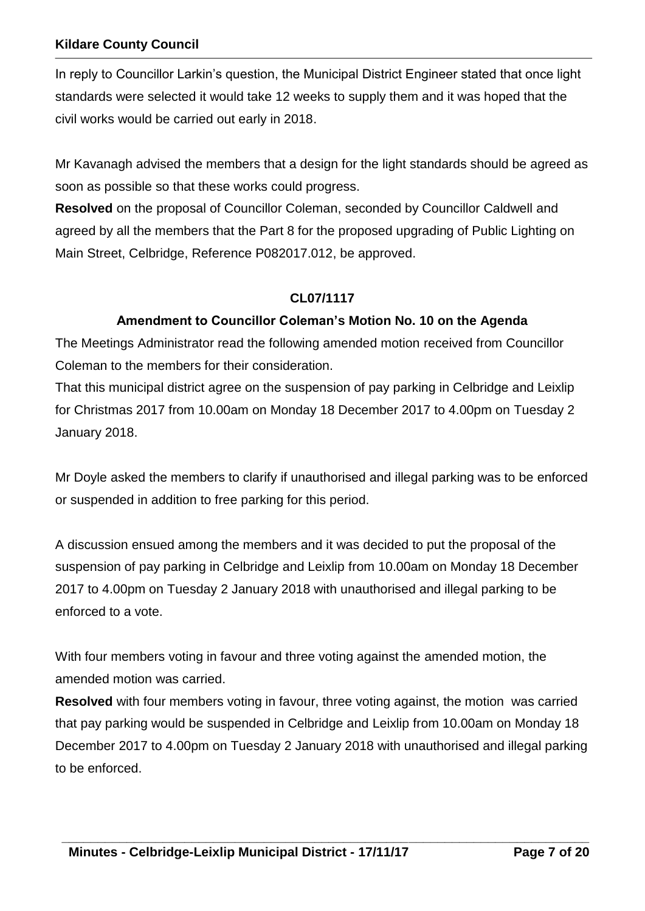In reply to Councillor Larkin's question, the Municipal District Engineer stated that once light standards were selected it would take 12 weeks to supply them and it was hoped that the civil works would be carried out early in 2018.

Mr Kavanagh advised the members that a design for the light standards should be agreed as soon as possible so that these works could progress.

**Resolved** on the proposal of Councillor Coleman, seconded by Councillor Caldwell and agreed by all the members that the Part 8 for the proposed upgrading of Public Lighting on Main Street, Celbridge, Reference P082017.012, be approved.

**CL07/1117**

**Amendment to Councillor Coleman's Motion No. 10 on the Agenda**

The Meetings Administrator read the following amended motion received from Councillor Coleman to the members for their consideration.

That this municipal district agree on the suspension of pay parking in Celbridge and Leixlip for Christmas 2017 from 10.00am on Monday 18 December 2017 to 4.00pm on Tuesday 2 January 2018.

Mr Doyle asked the members to clarify if unauthorised and illegal parking was to be enforced or suspended in addition to free parking for this period.

A discussion ensued among the members and it was decided to put the proposal of the suspension of pay parking in Celbridge and Leixlip from 10.00am on Monday 18 December 2017 to 4.00pm on Tuesday 2 January 2018 with unauthorised and illegal parking to be enforced to a vote.

With four members voting in favour and three voting against the amended motion, the amended motion was carried.

**Resolved** with four members voting in favour, three voting against, the motion was carried that pay parking would be suspended in Celbridge and Leixlip from 10.00am on Monday 18 December 2017 to 4.00pm on Tuesday 2 January 2018 with unauthorised and illegal parking to be enforced.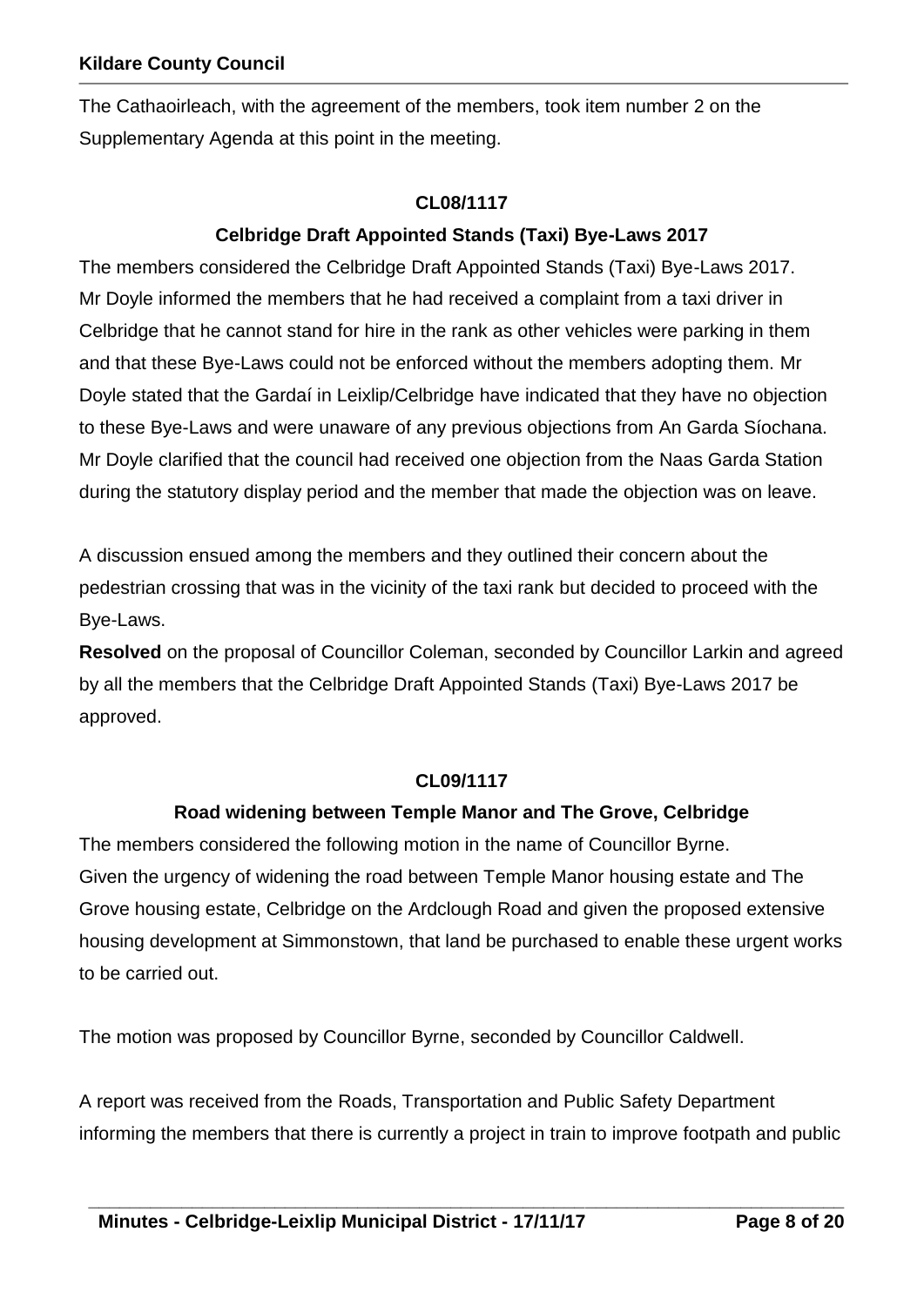The Cathaoirleach, with the agreement of the members, took item number 2 on the Supplementary Agenda at this point in the meeting.

**CL08/1117**

**Celbridge Draft Appointed Stands (Taxi) Bye-Laws 2017**

The members considered the Celbridge Draft Appointed Stands (Taxi) Bye-Laws 2017. Mr Doyle informed the members that he had received a complaint from a taxi driver in Celbridge that he cannot stand for hire in the rank as other vehicles were parking in them and that these Bye-Laws could not be enforced without the members adopting them. Mr Doyle stated that the Gardaí in Leixlip/Celbridge have indicated that they have no objection to these Bye-Laws and were unaware of any previous objections from An Garda Síochana. Mr Doyle clarified that the council had received one objection from the Naas Garda Station during the statutory display period and the member that made the objection was on leave.

A discussion ensued among the members and they outlined their concern about the pedestrian crossing that was in the vicinity of the taxi rank but decided to proceed with the Bye-Laws.

**Resolved** on the proposal of Councillor Coleman, seconded by Councillor Larkin and agreed by all the members that the Celbridge Draft Appointed Stands (Taxi) Bye-Laws 2017 be approved.

**CL09/1117**

**Road widening between Temple Manor and The Grove, Celbridge**

The members considered the following motion in the name of Councillor Byrne.

Given the urgency of widening the road between Temple Manor housing estate and The Grove housing estate, Celbridge on the Ardclough Road and given the proposed extensive housing development at Simmonstown, that land be purchased to enable these urgent works to be carried out.

The motion was proposed by Councillor Byrne, seconded by Councillor Caldwell.

A report was received from the Roads, Transportation and Public Safety Department informing the members that there is currently a project in train to improve footpath and public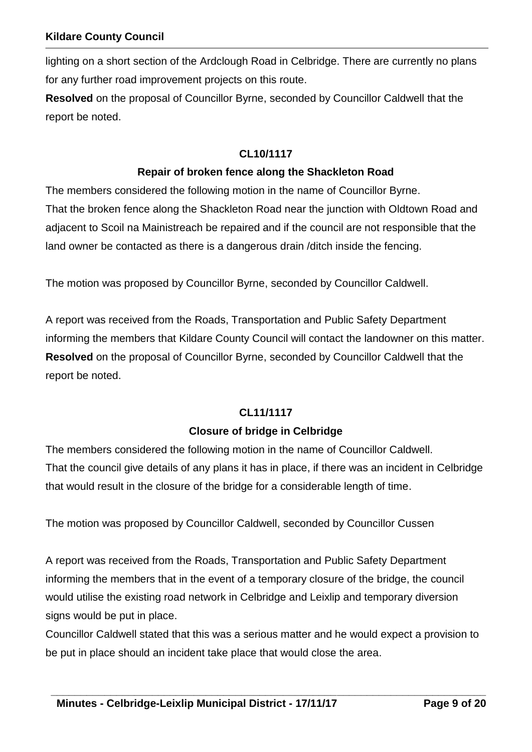lighting on a short section of the Ardclough Road in Celbridge. There are currently no plans for any further road improvement projects on this route.

**Resolved** on the proposal of Councillor Byrne, seconded by Councillor Caldwell that the report be noted.

**CL10/1117**

**Repair of broken fence along the Shackleton Road**

The members considered the following motion in the name of Councillor Byrne.

That the broken fence along the Shackleton Road near the junction with Oldtown Road and adjacent to Scoil na Mainistreach be repaired and if the council are not responsible that the land owner be contacted as there is a dangerous drain /ditch inside the fencing.

The motion was proposed by Councillor Byrne, seconded by Councillor Caldwell.

A report was received from the Roads, Transportation and Public Safety Department informing the members that Kildare County Council will contact the landowner on this matter.

**Resolved** on the proposal of Councillor Byrne, seconded by Councillor Caldwell that the report be noted.

**CL11/1117**

**Closure of bridge in Celbridge**

The members considered the following motion in the name of Councillor Caldwell.

That the council give details of any plans it has in place, if there was an incident in Celbridge that would result in the closure of the bridge for a considerable length of time.

The motion was proposed by Councillor Caldwell, seconded by Councillor Cussen

A report was received from the Roads, Transportation and Public Safety Department informing the members that in the event of a temporary closure of the bridge, the council would utilise the existing road network in Celbridge and Leixlip and temporary diversion signs would be put in place.

Councillor Caldwell stated that this was a serious matter and he would expect a provision to be put in place should an incident take place that would close the area.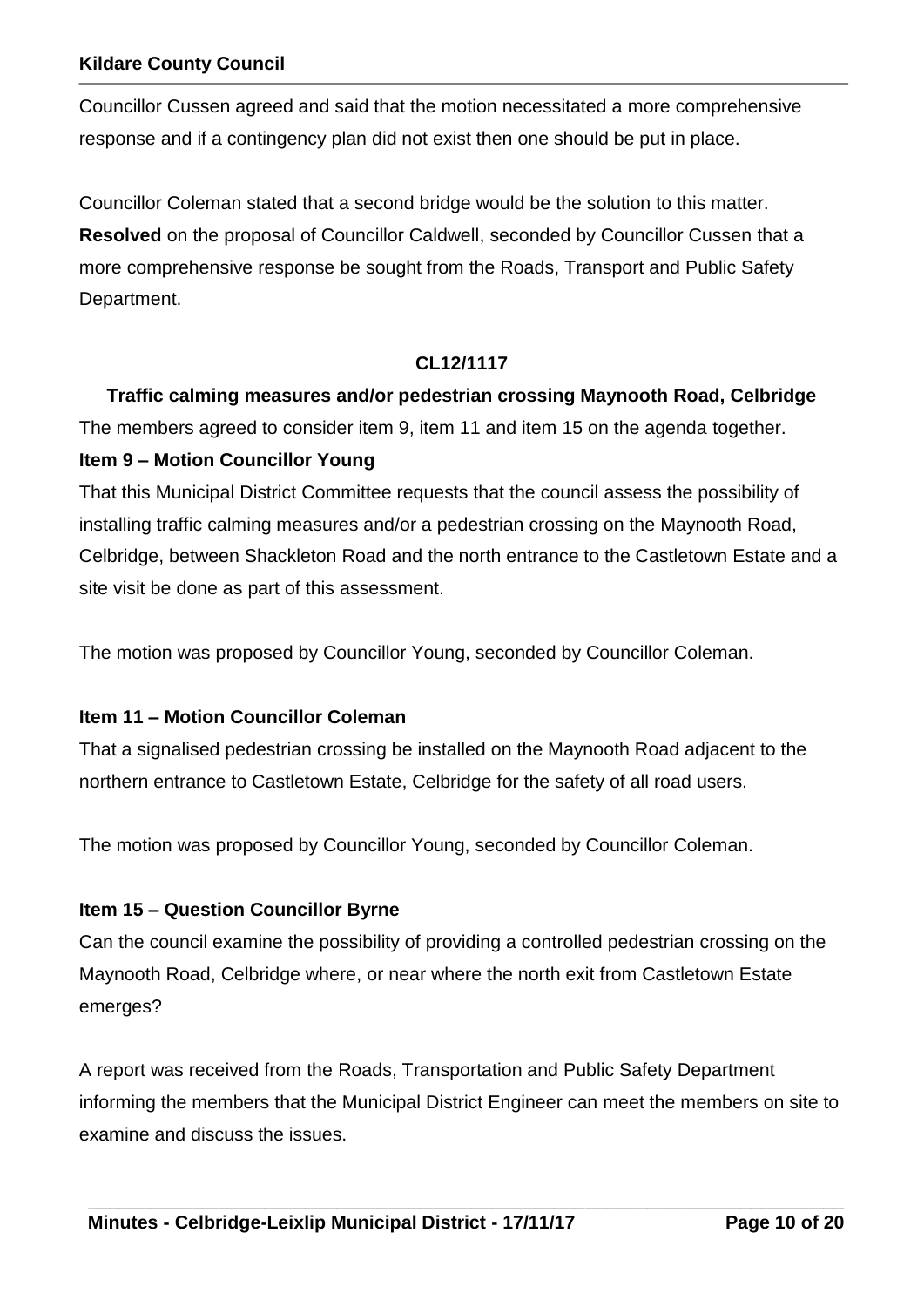Councillor Cussen agreed and said that the motion necessitated a more comprehensive response and if a contingency plan did not exist then one should be put in place.

Councillor Coleman stated that a second bridge would be the solution to this matter.
**Resolved** on the proposal of Councillor Caldwell, seconded by Councillor Cussen that a more comprehensive response be sought from the Roads, Transport and Public Safety Department.

**CL12/1117**

**Traffic calming measures and/or pedestrian crossing Maynooth Road, Celbridge**

The members agreed to consider item 9, item 11 and item 15 on the agenda together.

**Item 9 – Motion Councillor Young**

That this Municipal District Committee requests that the council assess the possibility of installing traffic calming measures and/or a pedestrian crossing on the Maynooth Road, Celbridge, between Shackleton Road and the north entrance to the Castletown Estate and a site visit be done as part of this assessment.

The motion was proposed by Councillor Young, seconded by Councillor Coleman.

**Item 11 – Motion Councillor Coleman**

That a signalised pedestrian crossing be installed on the Maynooth Road adjacent to the northern entrance to Castletown Estate, Celbridge for the safety of all road users.

The motion was proposed by Councillor Young, seconded by Councillor Coleman.

**Item 15 – Question Councillor Byrne**

Can the council examine the possibility of providing a controlled pedestrian crossing on the Maynooth Road, Celbridge where, or near where the north exit from Castletown Estate emerges?

A report was received from the Roads, Transportation and Public Safety Department informing the members that the Municipal District Engineer can meet the members on site to examine and discuss the issues.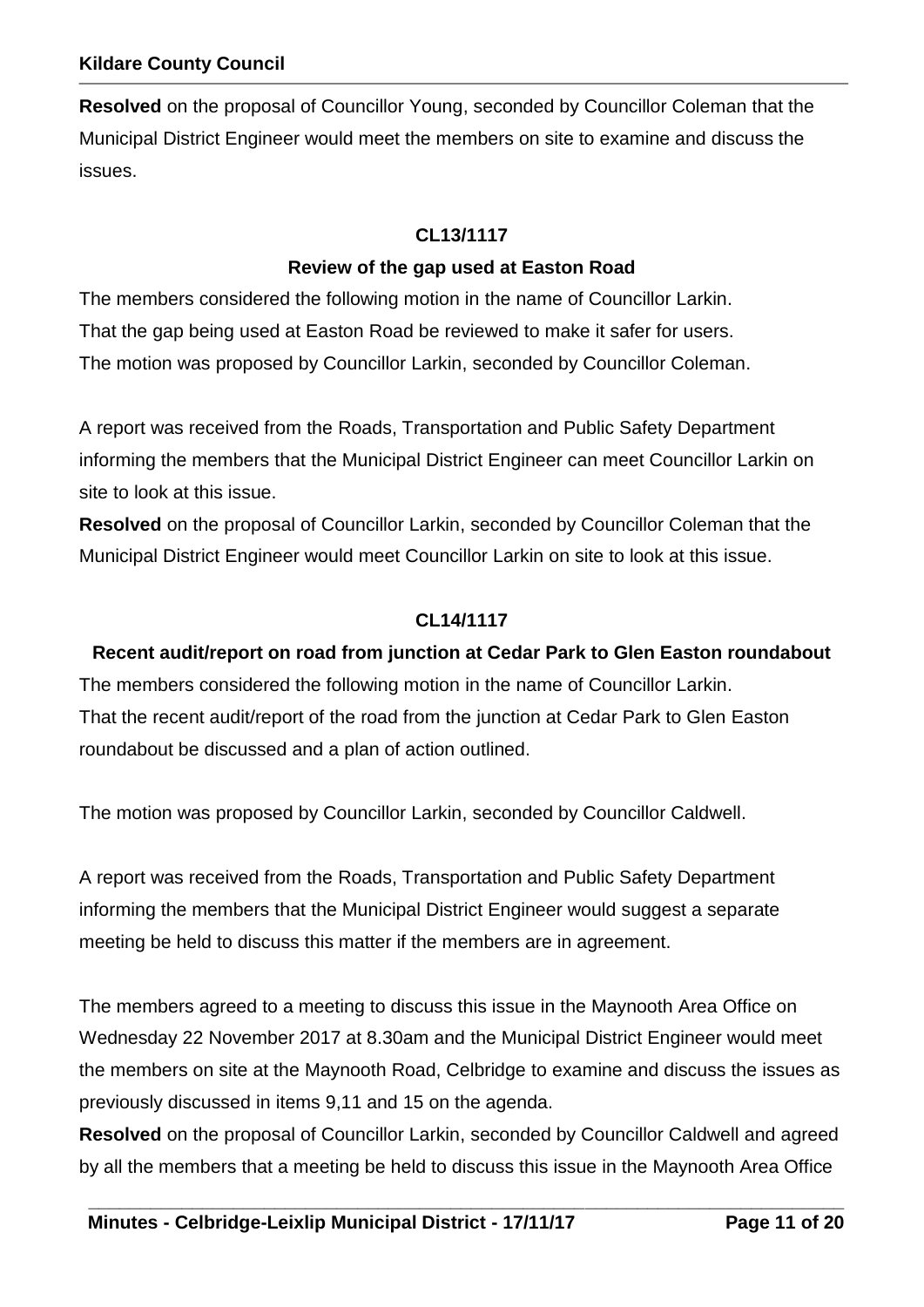**Resolved** on the proposal of Councillor Young, seconded by Councillor Coleman that the Municipal District Engineer would meet the members on site to examine and discuss the issues.

**CL13/1117**

**Review of the gap used at Easton Road**

The members considered the following motion in the name of Councillor Larkin.
That the gap being used at Easton Road be reviewed to make it safer for users.
The motion was proposed by Councillor Larkin, seconded by Councillor Coleman.

A report was received from the Roads, Transportation and Public Safety Department informing the members that the Municipal District Engineer can meet Councillor Larkin on site to look at this issue.

**Resolved** on the proposal of Councillor Larkin, seconded by Councillor Coleman that the Municipal District Engineer would meet Councillor Larkin on site to look at this issue.

**CL14/1117**

**Recent audit/report on road from junction at Cedar Park to Glen Easton roundabout**

The members considered the following motion in the name of Councillor Larkin.
That the recent audit/report of the road from the junction at Cedar Park to Glen Easton roundabout be discussed and a plan of action outlined.

The motion was proposed by Councillor Larkin, seconded by Councillor Caldwell.

A report was received from the Roads, Transportation and Public Safety Department informing the members that the Municipal District Engineer would suggest a separate meeting be held to discuss this matter if the members are in agreement.

The members agreed to a meeting to discuss this issue in the Maynooth Area Office on Wednesday 22 November 2017 at 8.30am and the Municipal District Engineer would meet the members on site at the Maynooth Road, Celbridge to examine and discuss the issues as previously discussed in items 9,11 and 15 on the agenda.

**Resolved** on the proposal of Councillor Larkin, seconded by Councillor Caldwell and agreed by all the members that a meeting be held to discuss this issue in the Maynooth Area Office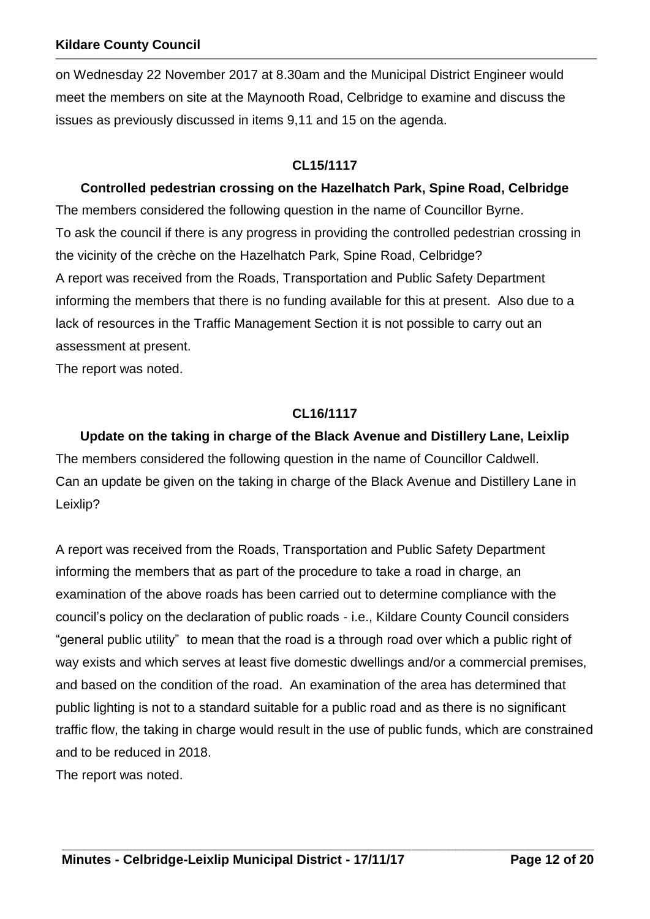on Wednesday 22 November 2017 at 8.30am and the Municipal District Engineer would meet the members on site at the Maynooth Road, Celbridge to examine and discuss the issues as previously discussed in items 9,11 and 15 on the agenda.

**CL15/1117**

**Controlled pedestrian crossing on the Hazelhatch Park, Spine Road, Celbridge**

The members considered the following question in the name of Councillor Byrne.
To ask the council if there is any progress in providing the controlled pedestrian crossing in the vicinity of the crèche on the Hazelhatch Park, Spine Road, Celbridge?
A report was received from the Roads, Transportation and Public Safety Department informing the members that there is no funding available for this at present. Also due to a lack of resources in the Traffic Management Section it is not possible to carry out an assessment at present.
The report was noted.

**CL16/1117**

**Update on the taking in charge of the Black Avenue and Distillery Lane, Leixlip**

The members considered the following question in the name of Councillor Caldwell.
Can an update be given on the taking in charge of the Black Avenue and Distillery Lane in Leixlip?

A report was received from the Roads, Transportation and Public Safety Department informing the members that as part of the procedure to take a road in charge, an examination of the above roads has been carried out to determine compliance with the council's policy on the declaration of public roads - i.e., Kildare County Council considers "general public utility" to mean that the road is a through road over which a public right of way exists and which serves at least five domestic dwellings and/or a commercial premises, and based on the condition of the road. An examination of the area has determined that public lighting is not to a standard suitable for a public road and as there is no significant traffic flow, the taking in charge would result in the use of public funds, which are constrained and to be reduced in 2018.
The report was noted.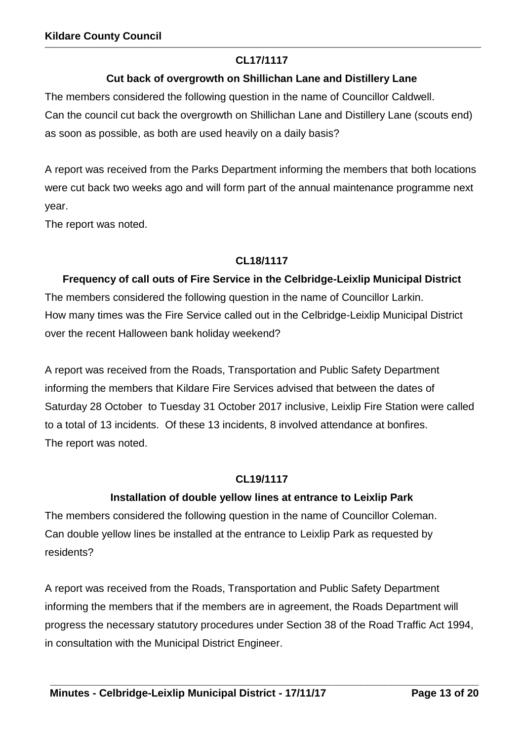## CL17/1117

### Cut back of overgrowth on Shillichan Lane and Distillery Lane

The members considered the following question in the name of Councillor Caldwell.
Can the council cut back the overgrowth on Shillichan Lane and Distillery Lane (scouts end) as soon as possible, as both are used heavily on a daily basis?

A report was received from the Parks Department informing the members that both locations were cut back two weeks ago and will form part of the annual maintenance programme next year.
The report was noted.

## CL18/1117

### Frequency of call outs of Fire Service in the Celbridge-Leixlip Municipal District

The members considered the following question in the name of Councillor Larkin.
How many times was the Fire Service called out in the Celbridge-Leixlip Municipal District over the recent Halloween bank holiday weekend?

A report was received from the Roads, Transportation and Public Safety Department informing the members that Kildare Fire Services advised that between the dates of Saturday 28 October to Tuesday 31 October 2017 inclusive, Leixlip Fire Station were called to a total of 13 incidents. Of these 13 incidents, 8 involved attendance at bonfires.
The report was noted.

## CL19/1117

### Installation of double yellow lines at entrance to Leixlip Park

The members considered the following question in the name of Councillor Coleman.
Can double yellow lines be installed at the entrance to Leixlip Park as requested by residents?

A report was received from the Roads, Transportation and Public Safety Department informing the members that if the members are in agreement, the Roads Department will progress the necessary statutory procedures under Section 38 of the Road Traffic Act 1994, in consultation with the Municipal District Engineer.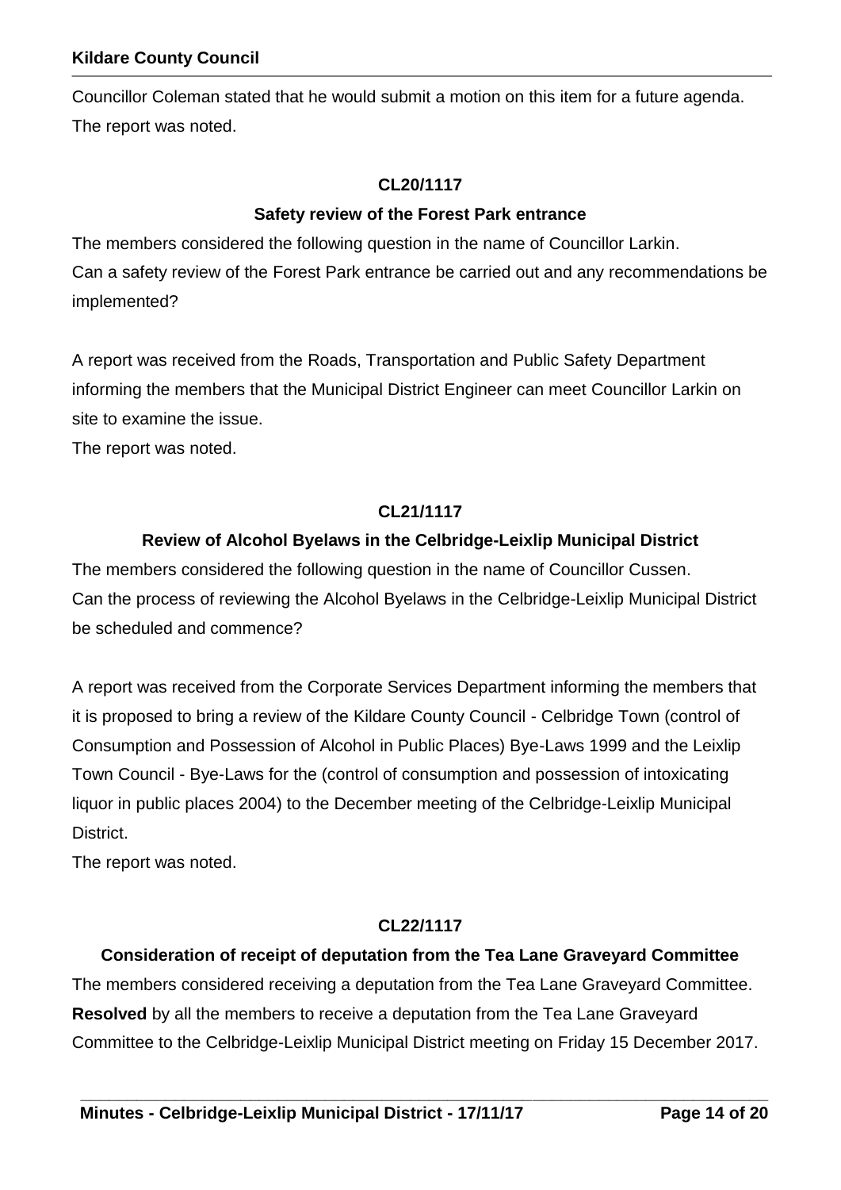Councillor Coleman stated that he would submit a motion on this item for a future agenda.
The report was noted.

**CL20/1117**

**Safety review of the Forest Park entrance**

The members considered the following question in the name of Councillor Larkin.
Can a safety review of the Forest Park entrance be carried out and any recommendations be implemented?

A report was received from the Roads, Transportation and Public Safety Department informing the members that the Municipal District Engineer can meet Councillor Larkin on site to examine the issue.
The report was noted.

**CL21/1117**

**Review of Alcohol Byelaws in the Celbridge-Leixlip Municipal District**

The members considered the following question in the name of Councillor Cussen.
Can the process of reviewing the Alcohol Byelaws in the Celbridge-Leixlip Municipal District be scheduled and commence?

A report was received from the Corporate Services Department informing the members that it is proposed to bring a review of the Kildare County Council - Celbridge Town (control of Consumption and Possession of Alcohol in Public Places) Bye-Laws 1999 and the Leixlip Town Council - Bye-Laws for the (control of consumption and possession of intoxicating liquor in public places 2004) to the December meeting of the Celbridge-Leixlip Municipal District.
The report was noted.

**CL22/1117**

**Consideration of receipt of deputation from the Tea Lane Graveyard Committee**

The members considered receiving a deputation from the Tea Lane Graveyard Committee.
**Resolved** by all the members to receive a deputation from the Tea Lane Graveyard Committee to the Celbridge-Leixlip Municipal District meeting on Friday 15 December 2017.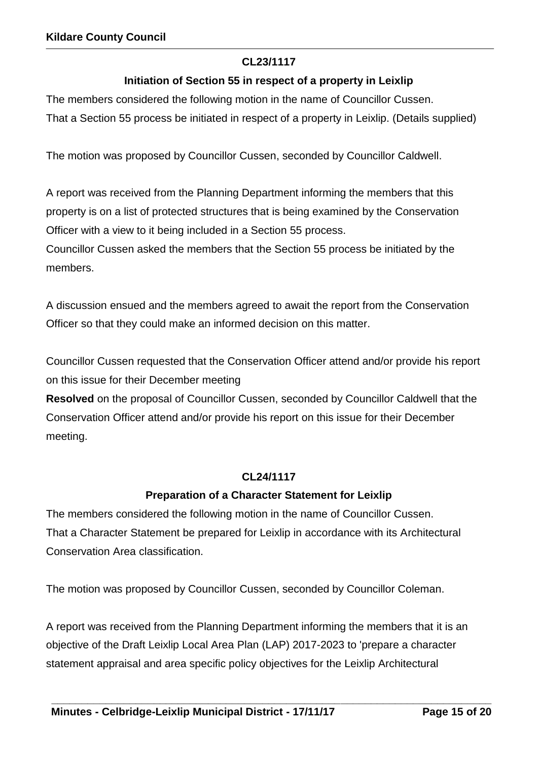**CL23/1117**

**Initiation of Section 55 in respect of a property in Leixlip**

The members considered the following motion in the name of Councillor Cussen.
That a Section 55 process be initiated in respect of a property in Leixlip. (Details supplied)

The motion was proposed by Councillor Cussen, seconded by Councillor Caldwell.

A report was received from the Planning Department informing the members that this property is on a list of protected structures that is being examined by the Conservation Officer with a view to it being included in a Section 55 process.
Councillor Cussen asked the members that the Section 55 process be initiated by the members.

A discussion ensued and the members agreed to await the report from the Conservation Officer so that they could make an informed decision on this matter.

Councillor Cussen requested that the Conservation Officer attend and/or provide his report on this issue for their December meeting
**Resolved** on the proposal of Councillor Cussen, seconded by Councillor Caldwell that the Conservation Officer attend and/or provide his report on this issue for their December meeting.

**CL24/1117**

**Preparation of a Character Statement for Leixlip**

The members considered the following motion in the name of Councillor Cussen.
That a Character Statement be prepared for Leixlip in accordance with its Architectural Conservation Area classification.

The motion was proposed by Councillor Cussen, seconded by Councillor Coleman.

A report was received from the Planning Department informing the members that it is an objective of the Draft Leixlip Local Area Plan (LAP) 2017-2023 to 'prepare a character statement appraisal and area specific policy objectives for the Leixlip Architectural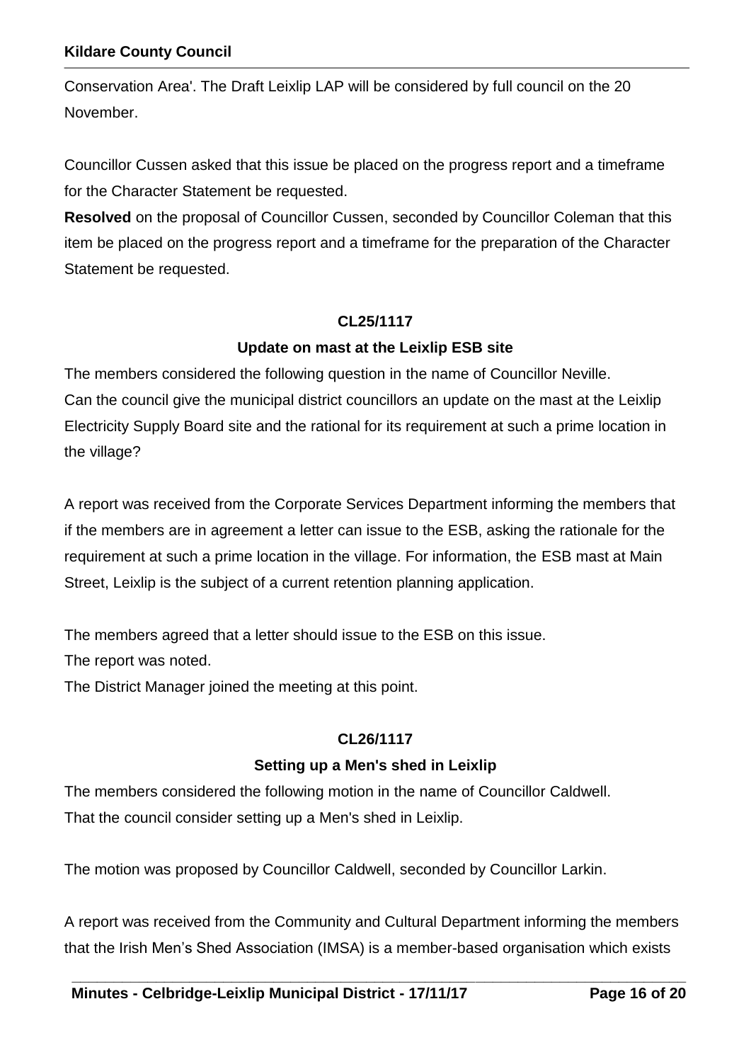Conservation Area'. The Draft Leixlip LAP will be considered by full council on the 20 November.

Councillor Cussen asked that this issue be placed on the progress report and a timeframe for the Character Statement be requested.

**Resolved** on the proposal of Councillor Cussen, seconded by Councillor Coleman that this item be placed on the progress report and a timeframe for the preparation of the Character Statement be requested.

**CL25/1117**

**Update on mast at the Leixlip ESB site**

The members considered the following question in the name of Councillor Neville.
Can the council give the municipal district councillors an update on the mast at the Leixlip Electricity Supply Board site and the rational for its requirement at such a prime location in the village?

A report was received from the Corporate Services Department informing the members that if the members are in agreement a letter can issue to the ESB, asking the rationale for the requirement at such a prime location in the village. For information, the ESB mast at Main Street, Leixlip is the subject of a current retention planning application.

The members agreed that a letter should issue to the ESB on this issue.
The report was noted.
The District Manager joined the meeting at this point.

**CL26/1117**

**Setting up a Men's shed in Leixlip**

The members considered the following motion in the name of Councillor Caldwell.
That the council consider setting up a Men's shed in Leixlip.

The motion was proposed by Councillor Caldwell, seconded by Councillor Larkin.

A report was received from the Community and Cultural Department informing the members that the Irish Men's Shed Association (IMSA) is a member-based organisation which exists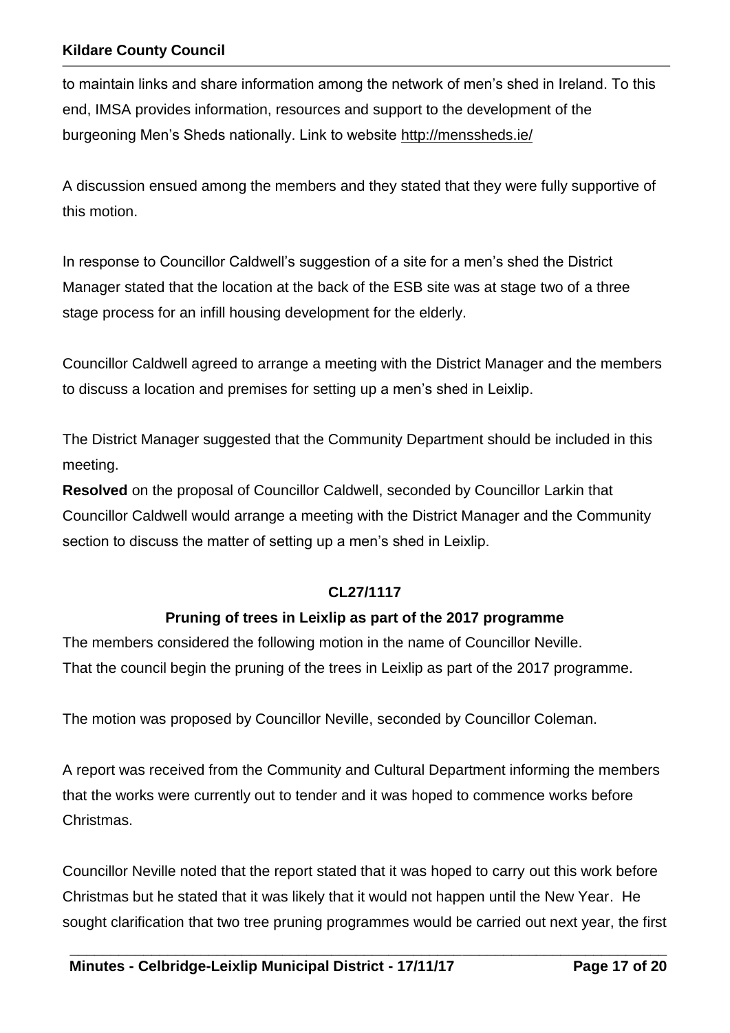to maintain links and share information among the network of men's shed in Ireland. To this end, IMSA provides information, resources and support to the development of the burgeoning Men's Sheds nationally. Link to website http://menssheds.ie/

A discussion ensued among the members and they stated that they were fully supportive of this motion.

In response to Councillor Caldwell's suggestion of a site for a men's shed the District Manager stated that the location at the back of the ESB site was at stage two of a three stage process for an infill housing development for the elderly.

Councillor Caldwell agreed to arrange a meeting with the District Manager and the members to discuss a location and premises for setting up a men's shed in Leixlip.

The District Manager suggested that the Community Department should be included in this meeting.

**Resolved** on the proposal of Councillor Caldwell, seconded by Councillor Larkin that Councillor Caldwell would arrange a meeting with the District Manager and the Community section to discuss the matter of setting up a men's shed in Leixlip.

**CL27/1117**

**Pruning of trees in Leixlip as part of the 2017 programme**

The members considered the following motion in the name of Councillor Neville.
That the council begin the pruning of the trees in Leixlip as part of the 2017 programme.

The motion was proposed by Councillor Neville, seconded by Councillor Coleman.

A report was received from the Community and Cultural Department informing the members that the works were currently out to tender and it was hoped to commence works before Christmas.

Councillor Neville noted that the report stated that it was hoped to carry out this work before Christmas but he stated that it was likely that it would not happen until the New Year. He sought clarification that two tree pruning programmes would be carried out next year, the first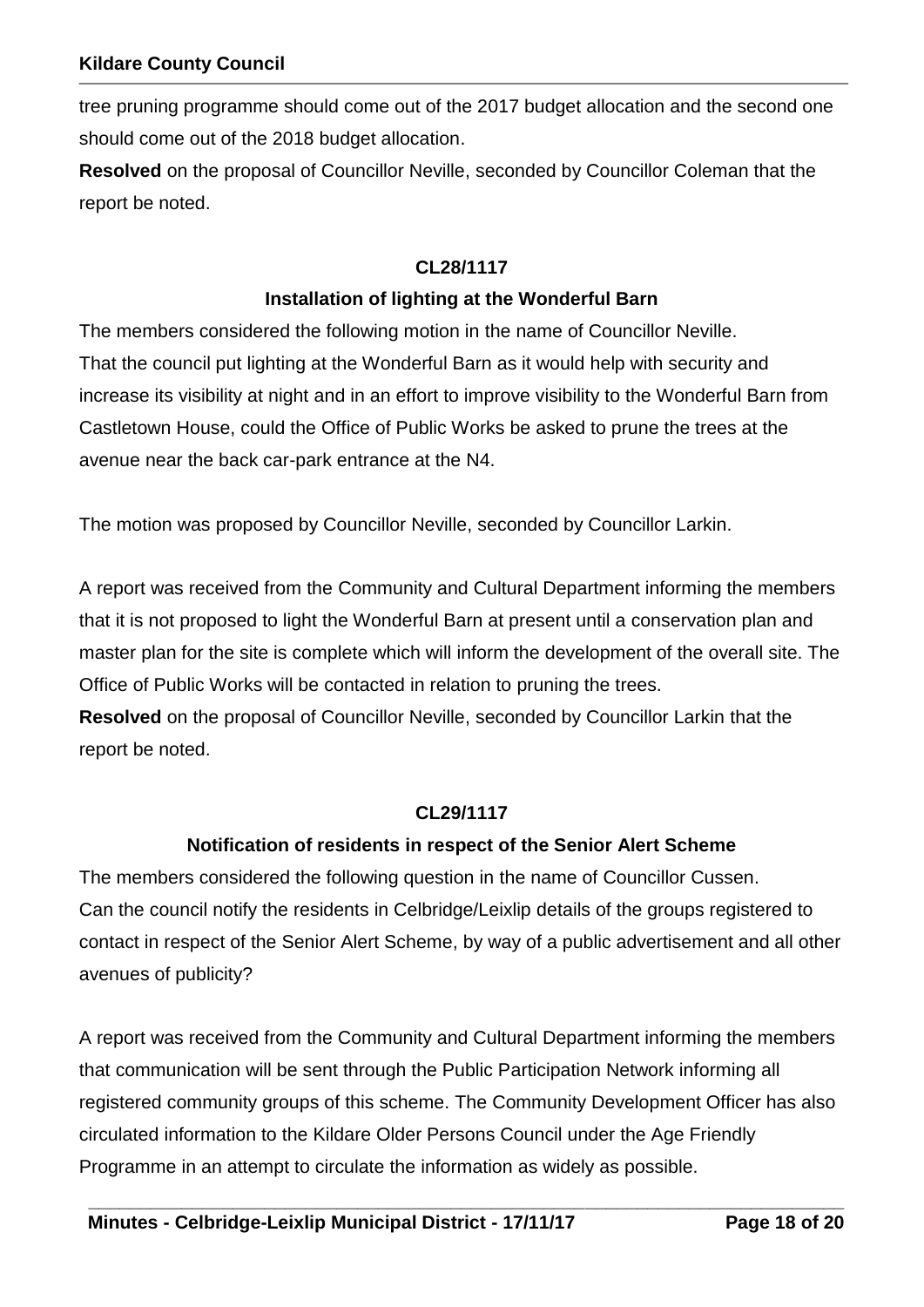tree pruning programme should come out of the 2017 budget allocation and the second one should come out of the 2018 budget allocation.

**Resolved** on the proposal of Councillor Neville, seconded by Councillor Coleman that the report be noted.

**CL28/1117**

**Installation of lighting at the Wonderful Barn**

The members considered the following motion in the name of Councillor Neville.

That the council put lighting at the Wonderful Barn as it would help with security and increase its visibility at night and in an effort to improve visibility to the Wonderful Barn from Castletown House, could the Office of Public Works be asked to prune the trees at the avenue near the back car-park entrance at the N4.

The motion was proposed by Councillor Neville, seconded by Councillor Larkin.

A report was received from the Community and Cultural Department informing the members that it is not proposed to light the Wonderful Barn at present until a conservation plan and master plan for the site is complete which will inform the development of the overall site. The Office of Public Works will be contacted in relation to pruning the trees.

**Resolved** on the proposal of Councillor Neville, seconded by Councillor Larkin that the report be noted.

**CL29/1117**

**Notification of residents in respect of the Senior Alert Scheme**

The members considered the following question in the name of Councillor Cussen.

Can the council notify the residents in Celbridge/Leixlip details of the groups registered to contact in respect of the Senior Alert Scheme, by way of a public advertisement and all other avenues of publicity?

A report was received from the Community and Cultural Department informing the members that communication will be sent through the Public Participation Network informing all registered community groups of this scheme. The Community Development Officer has also circulated information to the Kildare Older Persons Council under the Age Friendly Programme in an attempt to circulate the information as widely as possible.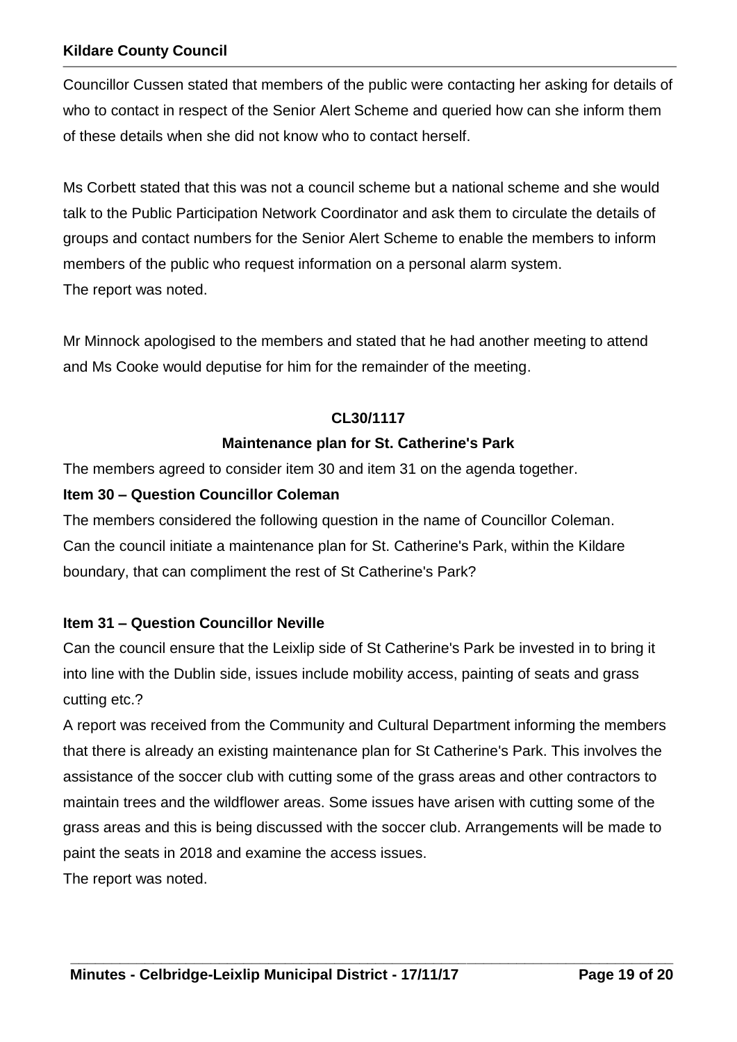Councillor Cussen stated that members of the public were contacting her asking for details of who to contact in respect of the Senior Alert Scheme and queried how can she inform them of these details when she did not know who to contact herself.

Ms Corbett stated that this was not a council scheme but a national scheme and she would talk to the Public Participation Network Coordinator and ask them to circulate the details of groups and contact numbers for the Senior Alert Scheme to enable the members to inform members of the public who request information on a personal alarm system.
The report was noted.

Mr Minnock apologised to the members and stated that he had another meeting to attend and Ms Cooke would deputise for him for the remainder of the meeting.

**CL30/1117**

**Maintenance plan for St. Catherine's Park**

The members agreed to consider item 30 and item 31 on the agenda together.

**Item 30 – Question Councillor Coleman**

The members considered the following question in the name of Councillor Coleman.
Can the council initiate a maintenance plan for St. Catherine's Park, within the Kildare boundary, that can compliment the rest of St Catherine's Park?

**Item 31 – Question Councillor Neville**

Can the council ensure that the Leixlip side of St Catherine's Park be invested in to bring it into line with the Dublin side, issues include mobility access, painting of seats and grass cutting etc.?
A report was received from the Community and Cultural Department informing the members that there is already an existing maintenance plan for St Catherine's Park. This involves the assistance of the soccer club with cutting some of the grass areas and other contractors to maintain trees and the wildflower areas. Some issues have arisen with cutting some of the grass areas and this is being discussed with the soccer club. Arrangements will be made to paint the seats in 2018 and examine the access issues.
The report was noted.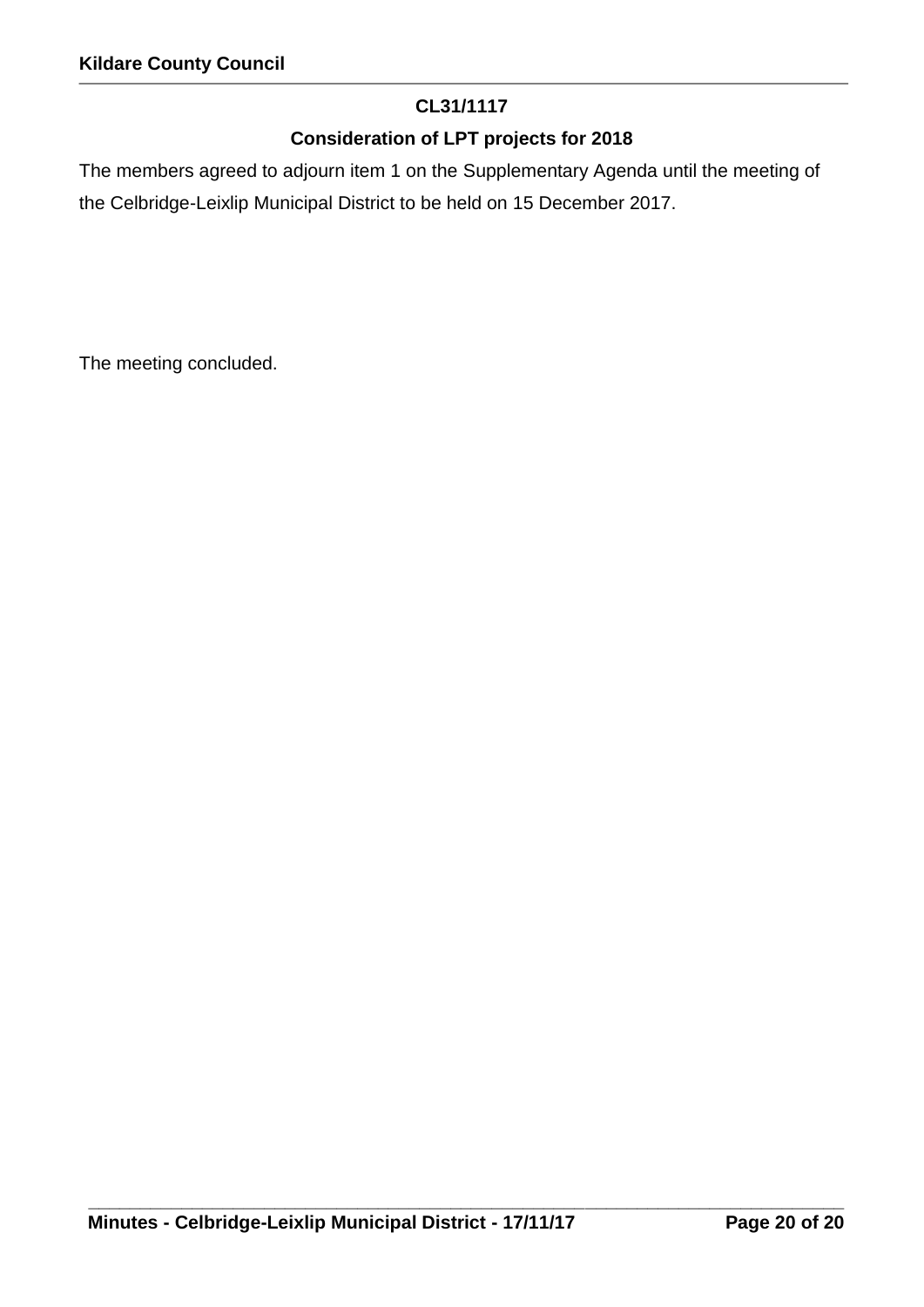**CL31/1117**

**Consideration of LPT projects for 2018**

The members agreed to adjourn item 1 on the Supplementary Agenda until the meeting of the Celbridge-Leixlip Municipal District to be held on 15 December 2017.

The meeting concluded.